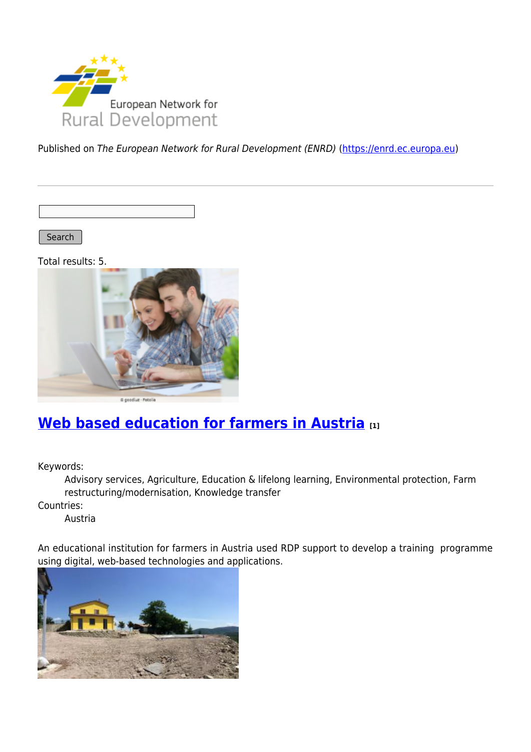Published on *The European Network for Rural Development (ENRD)* (https://enrd.ec.europa.eu)

Search

Total results: 5.

## Web based education for farmers in Austria [1]

Keywords:
: Advisory services, Agriculture, Education & lifelong learning, Environmental protection, Farm restructuring/modernisation, Knowledge transfer

Countries:
: Austria

An educational institution for farmers in Austria used RDP support to develop a training programme using digital, web-based technologies and applications.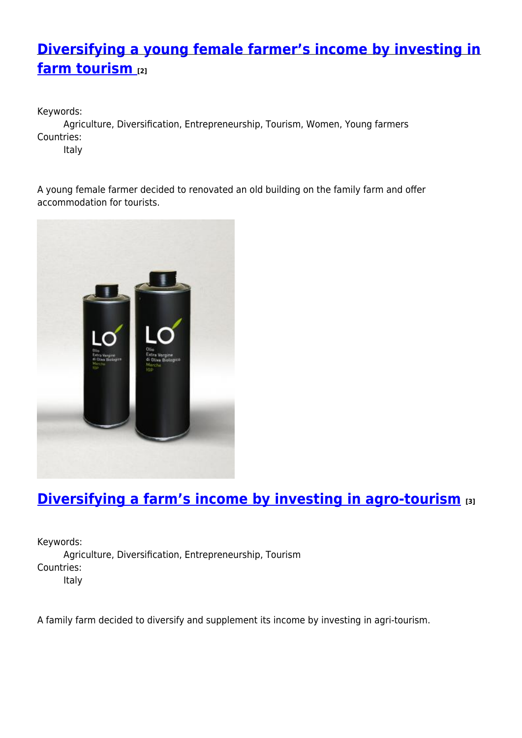## [Diversifying a young female farmer's income by investing in farm tourism](#) [2]

Keywords:
Agriculture, Diversification, Entrepreneurship, Tourism, Women, Young farmers

Countries:
Italy

A young female farmer decided to renovated an old building on the family farm and offer accommodation for tourists.

## [Diversifying a farm's income by investing in agro-tourism](#) [3]

Keywords:
Agriculture, Diversification, Entrepreneurship, Tourism

Countries:
Italy

A family farm decided to diversify and supplement its income by investing in agri-tourism.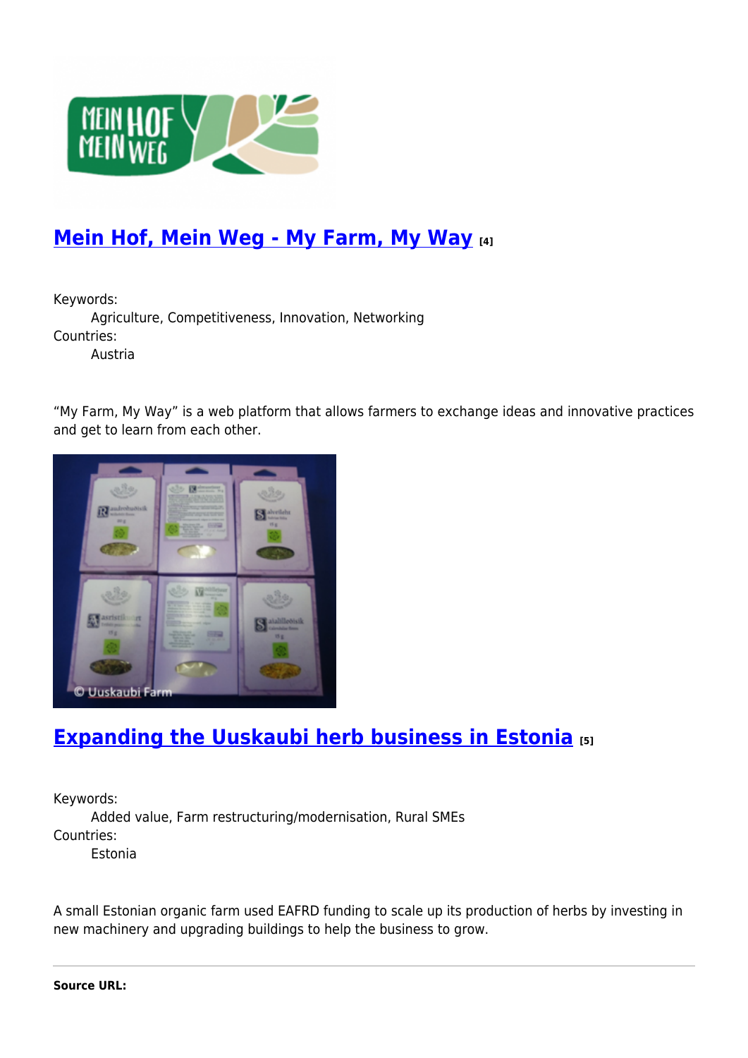## Mein Hof, Mein Weg - My Farm, My Way [4]

Keywords:
Agriculture, Competitiveness, Innovation, Networking
Countries:
Austria

“My Farm, My Way” is a web platform that allows farmers to exchange ideas and innovative practices and get to learn from each other.

## Expanding the Uuskaubi herb business in Estonia [5]

Keywords:
Added value, Farm restructuring/modernisation, Rural SMEs
Countries:
Estonia

A small Estonian organic farm used EAFRD funding to scale up its production of herbs by investing in new machinery and upgrading buildings to help the business to grow.

---

**Source URL:**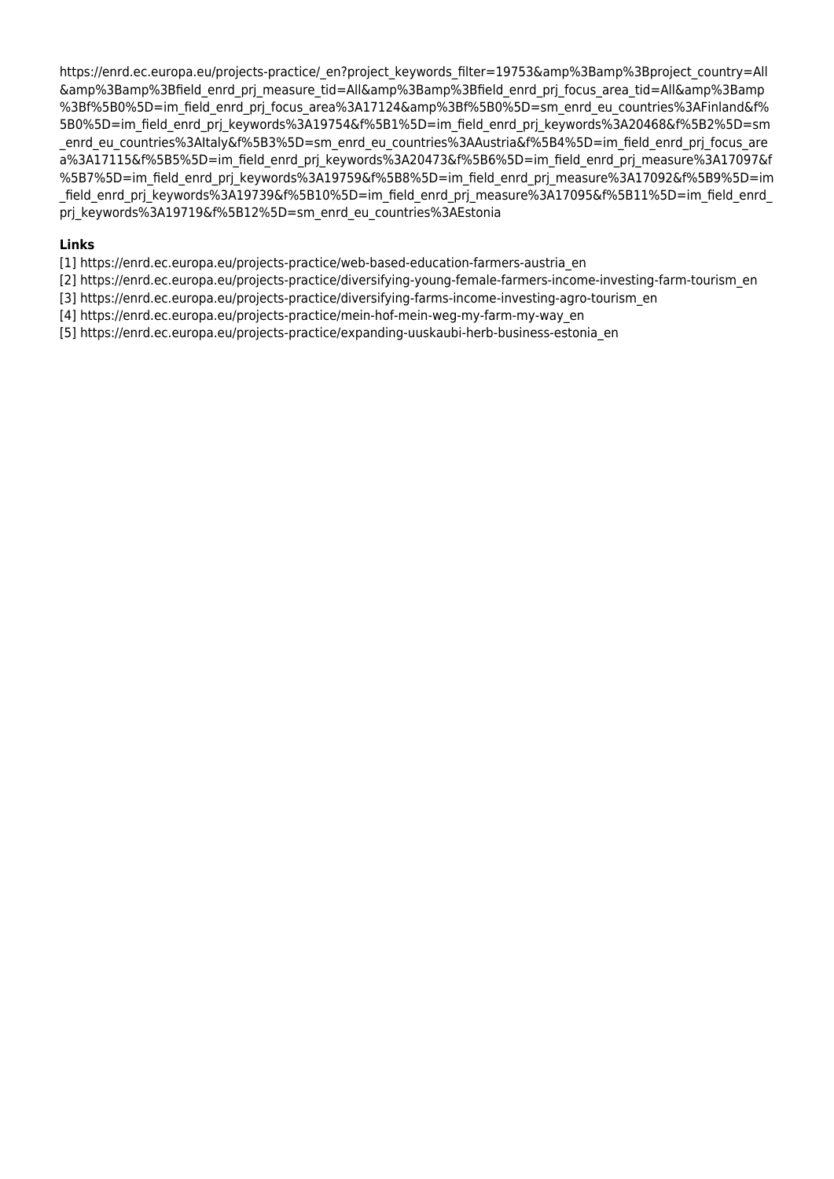https://enrd.ec.europa.eu/projects-practice/_en?project_keywords_filter=19753&amp%3Bamp%3Bproject_country=All&amp%3Bamp%3Bfield_enrd_prj_measure_tid=All&amp%3Bamp%3Bfield_enrd_prj_focus_area_tid=All&amp%3Bamp%3Bf%5B0%5D=im_field_enrd_prj_focus_area%3A17124&amp%3Bf%5B0%5D=sm_enrd_eu_countries%3AFinland&f%5B0%5D=im_field_enrd_prj_keywords%3A19754&f%5B1%5D=im_field_enrd_prj_keywords%3A20468&f%5B2%5D=sm_enrd_eu_countries%3AItaly&f%5B3%5D=sm_enrd_eu_countries%3AAustria&f%5B4%5D=im_field_enrd_prj_focus_area%3A17115&f%5B5%5D=im_field_enrd_prj_keywords%3A20473&f%5B6%5D=im_field_enrd_prj_measure%3A17097&f%5B7%5D=im_field_enrd_prj_keywords%3A19759&f%5B8%5D=im_field_enrd_prj_measure%3A17092&f%5B9%5D=im_field_enrd_prj_keywords%3A19739&f%5B10%5D=im_field_enrd_prj_measure%3A17095&f%5B11%5D=im_field_enrd_prj_keywords%3A19719&f%5B12%5D=sm_enrd_eu_countries%3AEstonia

**Links**

[1] https://enrd.ec.europa.eu/projects-practice/web-based-education-farmers-austria_en
[2] https://enrd.ec.europa.eu/projects-practice/diversifying-young-female-farmers-income-investing-farm-tourism_en
[3] https://enrd.ec.europa.eu/projects-practice/diversifying-farms-income-investing-agro-tourism_en
[4] https://enrd.ec.europa.eu/projects-practice/mein-hof-mein-weg-my-farm-my-way_en
[5] https://enrd.ec.europa.eu/projects-practice/expanding-uuskaubi-herb-business-estonia_en